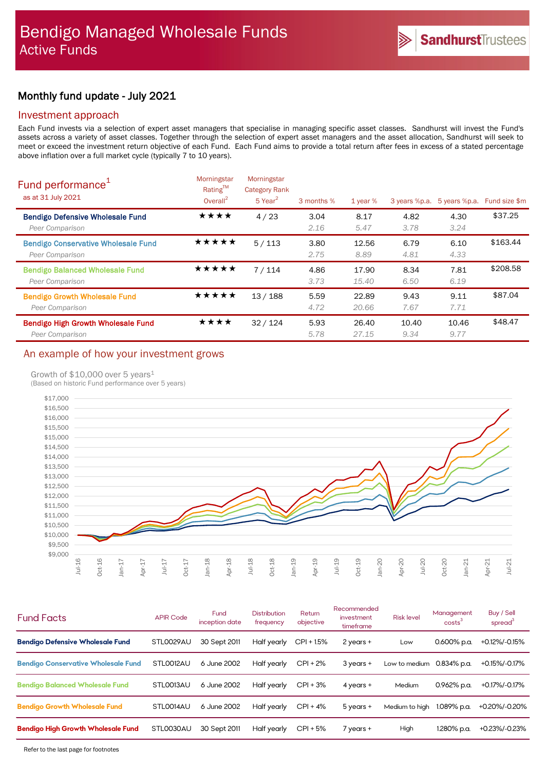# Bendigo Managed Wholesale Funds

## Active Funds

SandhurstTrustees

## Monthly fund update - July 2021

### Investment approach

Each Fund invests via a selection of expert asset managers that specialise in managing specific asset classes. Sandhurst will invest the Fund's assets across a variety of asset classes. Together through the selection of expert asset managers and the asset allocation, Sandhurst will seek to meet or exceed the investment return objective of each Fund. Each Fund aims to provide a total return after fees in excess of a stated percentage above inflation over a full market cycle (typically 7 to 10 years).

### Fund performance[1]

as at 31 July 2021

| | Morningstar Rating™ Overall[2] | Morningstar Category Rank 5 Year[2] | 3 months % | 1 year % | 3 years %p.a. | 5 years %p.a. | Fund size $m |
|---|---|---|---|---|---|---|---|
| **Bendigo Defensive Wholesale Fund** | ★★★★ | 4 / 23 | 3.04 | 8.17 | 4.82 | 4.30 | $37.25 |
| *Peer Comparison* | | | *2.16* | *5.47* | *3.78* | *3.24* | |
| **Bendigo Conservative Wholesale Fund** | ★★★★★ | 5 / 113 | 3.80 | 12.56 | 6.79 | 6.10 | $163.44 |
| *Peer Comparison* | | | *2.75* | *8.89* | *4.81* | *4.33* | |
| **Bendigo Balanced Wholesale Fund** | ★★★★★ | 7 / 114 | 4.86 | 17.90 | 8.34 | 7.81 | $208.58 |
| *Peer Comparison* | | | *3.73* | *15.40* | *6.50* | *6.19* | |
| **Bendigo Growth Wholesale Fund** | ★★★★★ | 13 / 188 | 5.59 | 22.89 | 9.43 | 9.11 | $87.04 |
| *Peer Comparison* | | | *4.72* | *20.66* | *7.67* | *7.71* | |
| **Bendigo High Growth Wholesale Fund** | ★★★★ | 32 / 124 | 5.93 | 26.40 | 10.40 | 10.46 | $48.47 |
| *Peer Comparison* | | | *5.78* | *27.15* | *9.34* | *9.77* | |

### An example of how your investment grows

Growth of $10,000 over 5 years[1]

(Based on historic Fund performance over 5 years)

### Fund Facts

| Fund Facts | APIR Code | Fund inception date | Distribution frequency | Return objective | Recommended investment timeframe | Risk level | Management costs[3] | Buy / Sell spread[3] |
|---|---|---|---|---|---|---|---|---|
| **Bendigo Defensive Wholesale Fund** | STL0029AU | 30 Sept 2011 | Half yearly | CPI + 1.5% | 2 years + | Low | 0.600% p.a. | +0.12%/-0.15% |
| **Bendigo Conservative Wholesale Fund** | STL0012AU | 6 June 2002 | Half yearly | CPI + 2% | 3 years + | Low to medium | 0.834% p.a. | +0.15%/-0.17% |
| **Bendigo Balanced Wholesale Fund** | STL0013AU | 6 June 2002 | Half yearly | CPI + 3% | 4 years + | Medium | 0.962% p.a. | +0.17%/-0.17% |
| **Bendigo Growth Wholesale Fund** | STL0014AU | 6 June 2002 | Half yearly | CPI + 4% | 5 years + | Medium to high | 1.089% p.a. | +0.20%/-0.20% |
| **Bendigo High Growth Wholesale Fund** | STL0030AU | 30 Sept 2011 | Half yearly | CPI + 5% | 7 years + | High | 1.280% p.a. | +0.23%/-0.23% |

Refer to the last page for footnotes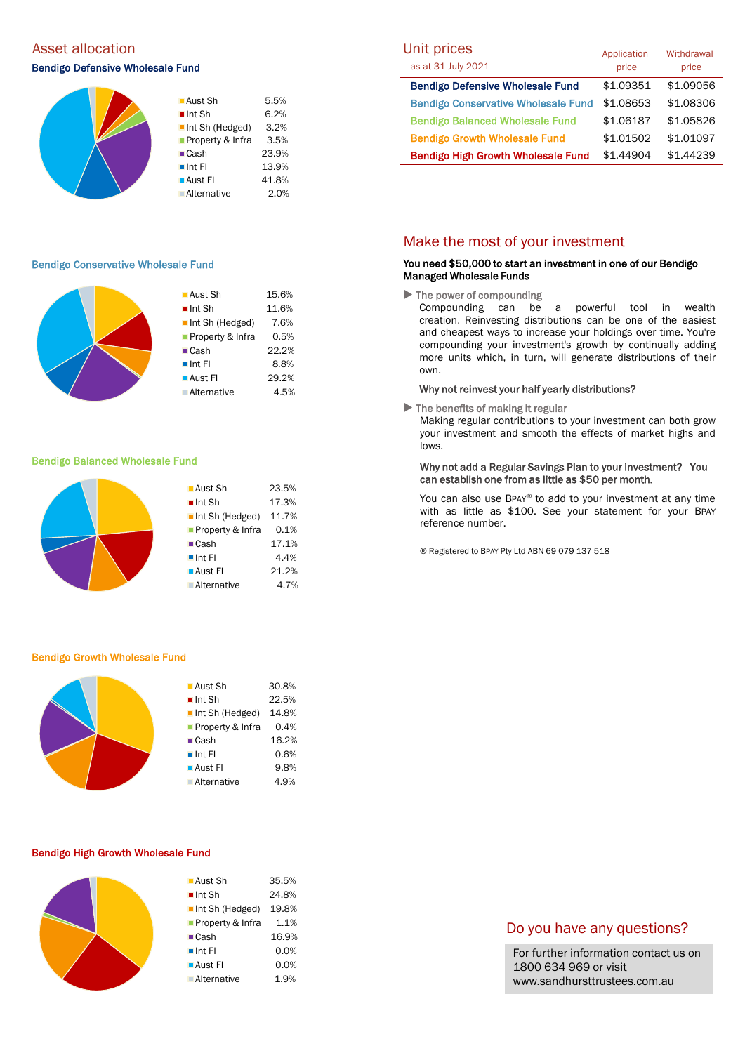## Asset allocation

### Bendigo Defensive Wholesale Fund

| Asset | % |
|---|---|
| Aust Sh | 5.5% |
| Int Sh | 6.2% |
| Int Sh (Hedged) | 3.2% |
| Property & Infra | 3.5% |
| Cash | 23.9% |
| Int FI | 13.9% |
| Aust FI | 41.8% |
| Alternative | 2.0% |

### Bendigo Conservative Wholesale Fund

| Asset | % |
|---|---|
| Aust Sh | 15.6% |
| Int Sh | 11.6% |
| Int Sh (Hedged) | 7.6% |
| Property & Infra | 0.5% |
| Cash | 22.2% |
| Int FI | 8.8% |
| Aust FI | 29.2% |
| Alternative | 4.5% |

### Bendigo Balanced Wholesale Fund

| Asset | % |
|---|---|
| Aust Sh | 23.5% |
| Int Sh | 17.3% |
| Int Sh (Hedged) | 11.7% |
| Property & Infra | 0.1% |
| Cash | 17.1% |
| Int FI | 4.4% |
| Aust FI | 21.2% |
| Alternative | 4.7% |

### Bendigo Growth Wholesale Fund

| Asset | % |
|---|---|
| Aust Sh | 30.8% |
| Int Sh | 22.5% |
| Int Sh (Hedged) | 14.8% |
| Property & Infra | 0.4% |
| Cash | 16.2% |
| Int FI | 0.6% |
| Aust FI | 9.8% |
| Alternative | 4.9% |

### Bendigo High Growth Wholesale Fund

| Asset | % |
|---|---|
| Aust Sh | 35.5% |
| Int Sh | 24.8% |
| Int Sh (Hedged) | 19.8% |
| Property & Infra | 1.1% |
| Cash | 16.9% |
| Int FI | 0.0% |
| Aust FI | 0.0% |
| Alternative | 1.9% |

## Unit prices

| as at 31 July 2021 | Application price | Withdrawal price |
|---|---|---|
| Bendigo Defensive Wholesale Fund | $1.09351 | $1.09056 |
| Bendigo Conservative Wholesale Fund | $1.08653 | $1.08306 |
| Bendigo Balanced Wholesale Fund | $1.06187 | $1.05826 |
| Bendigo Growth Wholesale Fund | $1.01502 | $1.01097 |
| Bendigo High Growth Wholesale Fund | $1.44904 | $1.44239 |

## Make the most of your investment

**You need $50,000 to start an investment in one of our Bendigo Managed Wholesale Funds**

- **The power of compounding**

  Compounding can be a powerful tool in wealth creation. Reinvesting distributions can be one of the easiest and cheapest ways to increase your holdings over time. You're compounding your investment's growth by continually adding more units which, in turn, will generate distributions of their own.

  **Why not reinvest your half yearly distributions?**

- **The benefits of making it regular**

  Making regular contributions to your investment can both grow your investment and smooth the effects of market highs and lows.

  **Why not add a Regular Savings Plan to your investment? You can establish one from as little as $50 per month.**

  You can also use BPAY® to add to your investment at any time with as little as $100. See your statement for your BPAY reference number.

® Registered to BPAY Pty Ltd ABN 69 079 137 518

## Do you have any questions?

For further information contact us on 1800 634 969 or visit www.sandhursttrustees.com.au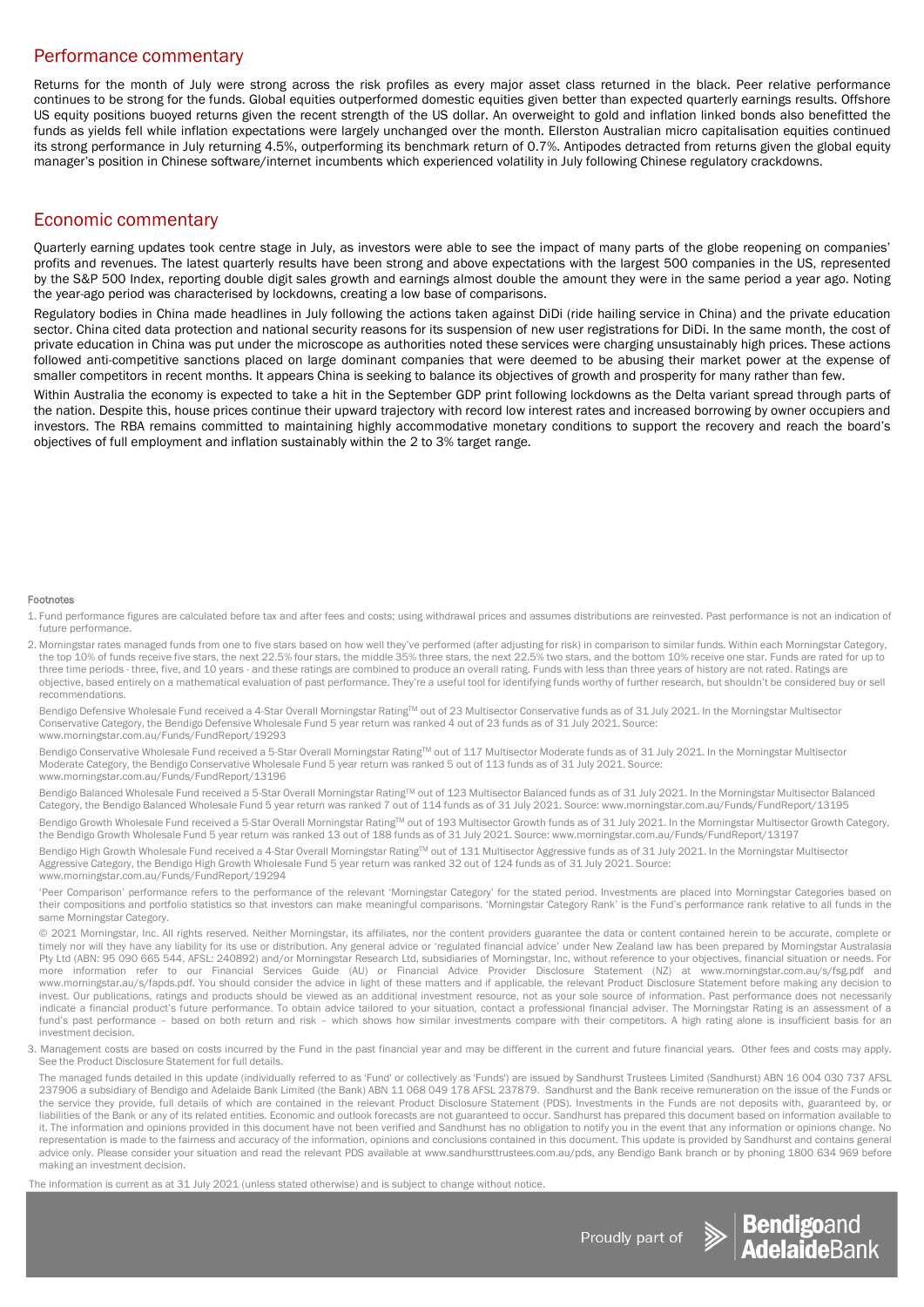## Performance commentary

Returns for the month of July were strong across the risk profiles as every major asset class returned in the black. Peer relative performance continues to be strong for the funds. Global equities outperformed domestic equities given better than expected quarterly earnings results. Offshore US equity positions buoyed returns given the recent strength of the US dollar. An overweight to gold and inflation linked bonds also benefitted the funds as yields fell while inflation expectations were largely unchanged over the month. Ellerston Australian micro capitalisation equities continued its strong performance in July returning 4.5%, outperforming its benchmark return of 0.7%. Antipodes detracted from returns given the global equity manager's position in Chinese software/internet incumbents which experienced volatility in July following Chinese regulatory crackdowns.

## Economic commentary

Quarterly earning updates took centre stage in July, as investors were able to see the impact of many parts of the globe reopening on companies' profits and revenues. The latest quarterly results have been strong and above expectations with the largest 500 companies in the US, represented by the S&P 500 Index, reporting double digit sales growth and earnings almost double the amount they were in the same period a year ago. Noting the year-ago period was characterised by lockdowns, creating a low base of comparisons.

Regulatory bodies in China made headlines in July following the actions taken against DiDi (ride hailing service in China) and the private education sector. China cited data protection and national security reasons for its suspension of new user registrations for DiDi. In the same month, the cost of private education in China was put under the microscope as authorities noted these services were charging unsustainably high prices. These actions followed anti-competitive sanctions placed on large dominant companies that were deemed to be abusing their market power at the expense of smaller competitors in recent months. It appears China is seeking to balance its objectives of growth and prosperity for many rather than few.

Within Australia the economy is expected to take a hit in the September GDP print following lockdowns as the Delta variant spread through parts of the nation. Despite this, house prices continue their upward trajectory with record low interest rates and increased borrowing by owner occupiers and investors. The RBA remains committed to maintaining highly accommodative monetary conditions to support the recovery and reach the board's objectives of full employment and inflation sustainably within the 2 to 3% target range.

#### Footnotes

1. Fund performance figures are calculated before tax and after fees and costs; using withdrawal prices and assumes distributions are reinvested. Past performance is not an indication of future performance.
2. Morningstar rates managed funds from one to five stars based on how well they've performed (after adjusting for risk) in comparison to similar funds. Within each Morningstar Category, the top 10% of funds receive five stars, the next 22.5% four stars, the middle 35% three stars, the next 22.5% two stars, and the bottom 10% receive one star. Funds are rated for up to three time periods - three, five, and 10 years - and these ratings are combined to produce an overall rating. Funds with less than three years of history are not rated. Ratings are objective, based entirely on a mathematical evaluation of past performance. They're a useful tool for identifying funds worthy of further research, but shouldn't be considered buy or sell recommendations.

   Bendigo Defensive Wholesale Fund received a 4-Star Overall Morningstar Rating™ out of 23 Multisector Conservative funds as of 31 July 2021. In the Morningstar Multisector Conservative Category, the Bendigo Defensive Wholesale Fund 5 year return was ranked 4 out of 23 funds as of 31 July 2021. Source: www.morningstar.com.au/Funds/FundReport/19293

   Bendigo Conservative Wholesale Fund received a 5-Star Overall Morningstar Rating™ out of 117 Multisector Moderate funds as of 31 July 2021. In the Morningstar Multisector Moderate Category, the Bendigo Conservative Wholesale Fund 5 year return was ranked 5 out of 113 funds as of 31 July 2021. Source: www.morningstar.com.au/Funds/FundReport/13196

   Bendigo Balanced Wholesale Fund received a 5-Star Overall Morningstar Rating™ out of 123 Multisector Balanced funds as of 31 July 2021. In the Morningstar Multisector Balanced Category, the Bendigo Balanced Wholesale Fund 5 year return was ranked 7 out of 114 funds as of 31 July 2021. Source: www.morningstar.com.au/Funds/FundReport/13195

   Bendigo Growth Wholesale Fund received a 5-Star Overall Morningstar Rating™ out of 193 Multisector Growth funds as of 31 July 2021. In the Morningstar Multisector Growth Category, the Bendigo Growth Wholesale Fund 5 year return was ranked 13 out of 188 funds as of 31 July 2021. Source: www.morningstar.com.au/Funds/FundReport/13197

   Bendigo High Growth Wholesale Fund received a 4-Star Overall Morningstar Rating™ out of 131 Multisector Aggressive funds as of 31 July 2021. In the Morningstar Multisector Aggressive Category, the Bendigo High Growth Wholesale Fund 5 year return was ranked 32 out of 124 funds as of 31 July 2021. Source: www.morningstar.com.au/Funds/FundReport/19294

   'Peer Comparison' performance refers to the performance of the relevant 'Morningstar Category' for the stated period. Investments are placed into Morningstar Categories based on their compositions and portfolio statistics so that investors can make meaningful comparisons. 'Morningstar Category Rank' is the Fund's performance rank relative to all funds in the same Morningstar Category.

   © 2021 Morningstar, Inc. All rights reserved. Neither Morningstar, its affiliates, nor the content providers guarantee the data or content contained herein to be accurate, complete or timely nor will they have any liability for its use or distribution. Any general advice or 'regulated financial advice' under New Zealand law has been prepared by Morningstar Australasia Pty Ltd (ABN: 95 090 665 544, AFSL: 240892) and/or Morningstar Research Ltd, subsidiaries of Morningstar, Inc, without reference to your objectives, financial situation or needs. For more information refer to our Financial Services Guide (AU) or Financial Advice Provider Disclosure Statement (NZ) at www.morningstar.com.au/s/fsg.pdf and www.morningstar.au/s/fapds.pdf. You should consider the advice in light of these matters and if applicable, the relevant Product Disclosure Statement before making any decision to invest. Our publications, ratings and products should be viewed as an additional investment resource, not as your sole source of information. Past performance does not necessarily indicate a financial product's future performance. To obtain advice tailored to your situation, contact a professional financial adviser. The Morningstar Rating is an assessment of a fund's past performance – based on both return and risk – which shows how similar investments compare with their competitors. A high rating alone is insufficient basis for an investment decision.
3. Management costs are based on costs incurred by the Fund in the past financial year and may be different in the current and future financial years. Other fees and costs may apply. See the Product Disclosure Statement for full details.

   The managed funds detailed in this update (individually referred to as 'Fund' or collectively as 'Funds') are issued by Sandhurst Trustees Limited (Sandhurst) ABN 16 004 030 737 AFSL 237906 a subsidiary of Bendigo and Adelaide Bank Limited (the Bank) ABN 11 068 049 178 AFSL 237879. Sandhurst and the Bank receive remuneration on the issue of the Funds or the service they provide, full details of which are contained in the relevant Product Disclosure Statement (PDS). Investments in the Funds are not deposits with, guaranteed by, or liabilities of the Bank or any of its related entities. Economic and outlook forecasts are not guaranteed to occur. Sandhurst has prepared this document based on information available to it. The information and opinions provided in this document have not been verified and Sandhurst has no obligation to notify you in the event that any information or opinions change. No representation is made to the fairness and accuracy of the information, opinions and conclusions contained in this document. This update is provided by Sandhurst and contains general advice only. Please consider your situation and read the relevant PDS available at www.sandhursttrustees.com.au/pds, any Bendigo Bank branch or by phoning 1800 634 969 before making an investment decision.

The information is current as at 31 July 2021 (unless stated otherwise) and is subject to change without notice.

Proudly part of Bendigo and Adelaide Bank